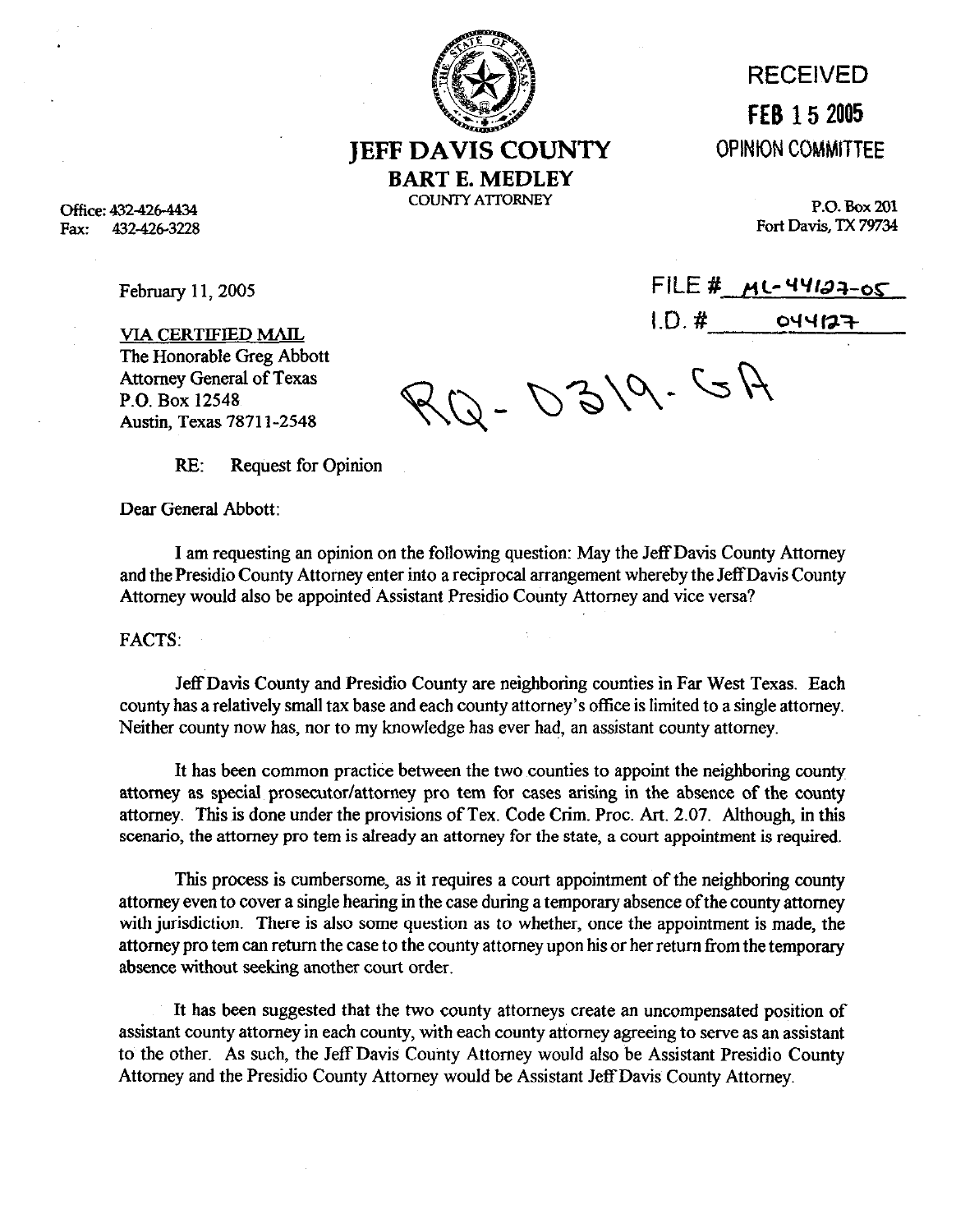# JEFF DAVIS COUNTY

## BART E. MEDLEY

COUNTY ATTORNEY

RECEIVED

FEB 15 2005

OPINION COMMITTEE

Office: 432-426-4434
Fax: 432-426-3228

P.O. Box 201
Fort Davis, TX 79734

February 11, 2005

FILE # ML-44127-05
I.D. # 044127

VIA CERTIFIED MAIL
The Honorable Greg Abbott
Attorney General of Texas
P.O. Box 12548
Austin, Texas 78711-2548

RQ-0319-GA

RE: Request for Opinion

Dear General Abbott:

I am requesting an opinion on the following question: May the Jeff Davis County Attorney and the Presidio County Attorney enter into a reciprocal arrangement whereby the Jeff Davis County Attorney would also be appointed Assistant Presidio County Attorney and vice versa?

FACTS:

Jeff Davis County and Presidio County are neighboring counties in Far West Texas. Each county has a relatively small tax base and each county attorney's office is limited to a single attorney. Neither county now has, nor to my knowledge has ever had, an assistant county attorney.

It has been common practice between the two counties to appoint the neighboring county attorney as special prosecutor/attorney pro tem for cases arising in the absence of the county attorney. This is done under the provisions of Tex. Code Crim. Proc. Art. 2.07. Although, in this scenario, the attorney pro tem is already an attorney for the state, a court appointment is required.

This process is cumbersome, as it requires a court appointment of the neighboring county attorney even to cover a single hearing in the case during a temporary absence of the county attorney with jurisdiction. There is also some question as to whether, once the appointment is made, the attorney pro tem can return the case to the county attorney upon his or her return from the temporary absence without seeking another court order.

It has been suggested that the two county attorneys create an uncompensated position of assistant county attorney in each county, with each county attorney agreeing to serve as an assistant to the other. As such, the Jeff Davis County Attorney would also be Assistant Presidio County Attorney and the Presidio County Attorney would be Assistant Jeff Davis County Attorney.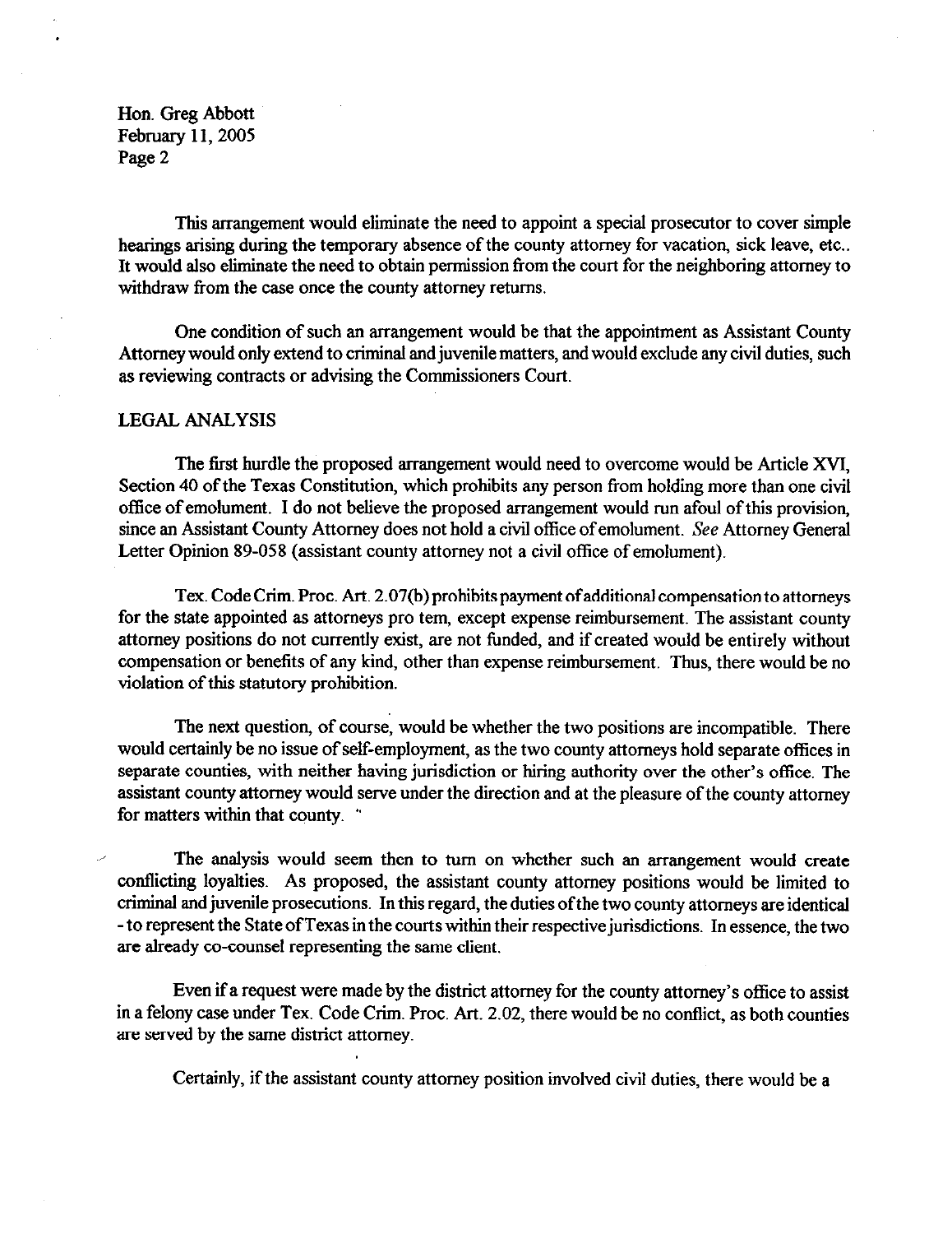This arrangement would eliminate the need to appoint a special prosecutor to cover simple hearings arising during the temporary absence of the county attorney for vacation, sick leave, etc.. It would also eliminate the need to obtain permission from the court for the neighboring attorney to withdraw from the case once the county attorney returns.

One condition of such an arrangement would be that the appointment as Assistant County Attorney would only extend to criminal and juvenile matters, and would exclude any civil duties, such as reviewing contracts or advising the Commissioners Court.

## LEGAL ANALYSIS

The first hurdle the proposed arrangement would need to overcome would be Article XVI, Section 40 of the Texas Constitution, which prohibits any person from holding more than one civil office of emolument. I do not believe the proposed arrangement would run afoul of this provision, since an Assistant County Attorney does not hold a civil office of emolument. *See* Attorney General Letter Opinion 89-058 (assistant county attorney not a civil office of emolument).

Tex. Code Crim. Proc. Art. 2.07(b) prohibits payment of additional compensation to attorneys for the state appointed as attorneys pro tem, except expense reimbursement. The assistant county attorney positions do not currently exist, are not funded, and if created would be entirely without compensation or benefits of any kind, other than expense reimbursement. Thus, there would be no violation of this statutory prohibition.

The next question, of course, would be whether the two positions are incompatible. There would certainly be no issue of self-employment, as the two county attorneys hold separate offices in separate counties, with neither having jurisdiction or hiring authority over the other's office. The assistant county attorney would serve under the direction and at the pleasure of the county attorney for matters within that county.

The analysis would seem then to turn on whether such an arrangement would create conflicting loyalties. As proposed, the assistant county attorney positions would be limited to criminal and juvenile prosecutions. In this regard, the duties of the two county attorneys are identical - to represent the State of Texas in the courts within their respective jurisdictions. In essence, the two are already co-counsel representing the same client.

Even if a request were made by the district attorney for the county attorney's office to assist in a felony case under Tex. Code Crim. Proc. Art. 2.02, there would be no conflict, as both counties are served by the same district attorney.

Certainly, if the assistant county attorney position involved civil duties, there would be a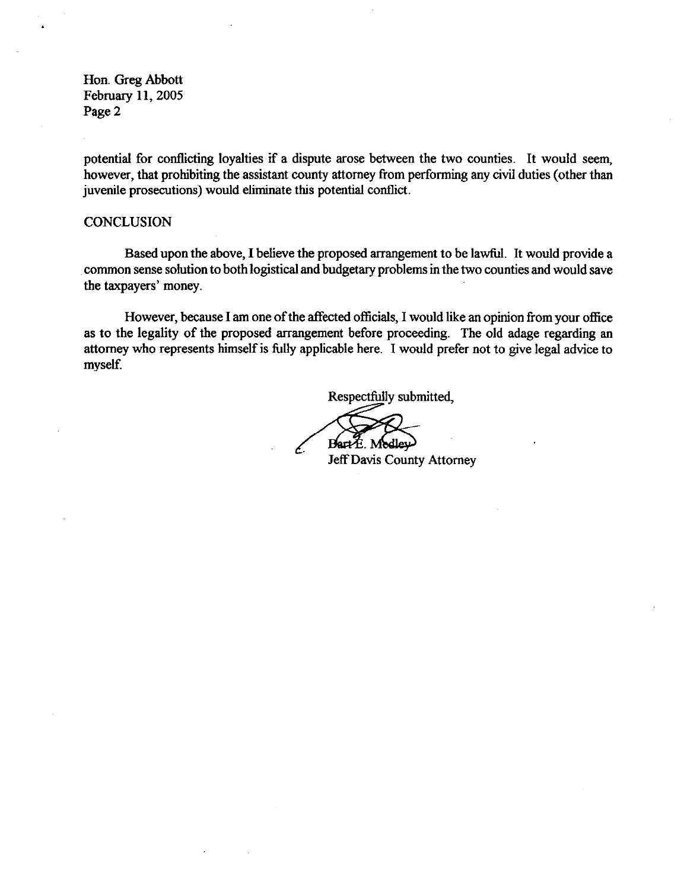potential for conflicting loyalties if a dispute arose between the two counties. It would seem, however, that prohibiting the assistant county attorney from performing any civil duties (other than juvenile prosecutions) would eliminate this potential conflict.

CONCLUSION

Based upon the above, I believe the proposed arrangement to be lawful. It would provide a common sense solution to both logistical and budgetary problems in the two counties and would save the taxpayers' money.

However, because I am one of the affected officials, I would like an opinion from your office as to the legality of the proposed arrangement before proceeding. The old adage regarding an attorney who represents himself is fully applicable here. I would prefer not to give legal advice to myself.

Respectfully submitted,

Bart E. Medley
Jeff Davis County Attorney